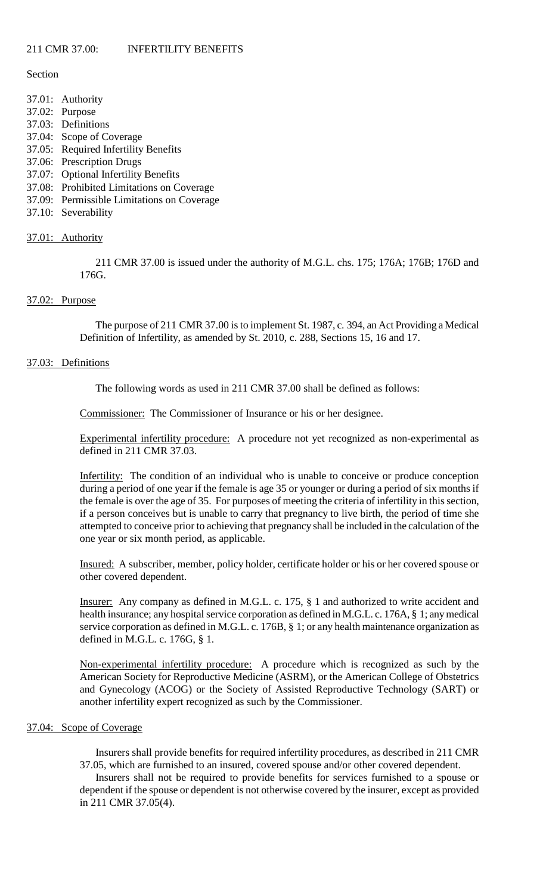# 211 CMR 37.00: INFERTILITY BENEFITS

Section

37.01: Authority
37.02: Purpose
37.03: Definitions
37.04: Scope of Coverage
37.05: Required Infertility Benefits
37.06: Prescription Drugs
37.07: Optional Infertility Benefits
37.08: Prohibited Limitations on Coverage
37.09: Permissible Limitations on Coverage
37.10: Severability

## 37.01: Authority

211 CMR 37.00 is issued under the authority of M.G.L. chs. 175; 176A; 176B; 176D and 176G.

## 37.02: Purpose

The purpose of 211 CMR 37.00 is to implement St. 1987, c. 394, an Act Providing a Medical Definition of Infertility, as amended by St. 2010, c. 288, Sections 15, 16 and 17.

## 37.03: Definitions

The following words as used in 211 CMR 37.00 shall be defined as follows:

Commissioner: The Commissioner of Insurance or his or her designee.

Experimental infertility procedure: A procedure not yet recognized as non-experimental as defined in 211 CMR 37.03.

Infertility: The condition of an individual who is unable to conceive or produce conception during a period of one year if the female is age 35 or younger or during a period of six months if the female is over the age of 35. For purposes of meeting the criteria of infertility in this section, if a person conceives but is unable to carry that pregnancy to live birth, the period of time she attempted to conceive prior to achieving that pregnancy shall be included in the calculation of the one year or six month period, as applicable.

Insured: A subscriber, member, policy holder, certificate holder or his or her covered spouse or other covered dependent.

Insurer: Any company as defined in M.G.L. c. 175, § 1 and authorized to write accident and health insurance; any hospital service corporation as defined in M.G.L. c. 176A, § 1; any medical service corporation as defined in M.G.L. c. 176B, § 1; or any health maintenance organization as defined in M.G.L. c. 176G, § 1.

Non-experimental infertility procedure: A procedure which is recognized as such by the American Society for Reproductive Medicine (ASRM), or the American College of Obstetrics and Gynecology (ACOG) or the Society of Assisted Reproductive Technology (SART) or another infertility expert recognized as such by the Commissioner.

## 37.04: Scope of Coverage

Insurers shall provide benefits for required infertility procedures, as described in 211 CMR 37.05, which are furnished to an insured, covered spouse and/or other covered dependent.

Insurers shall not be required to provide benefits for services furnished to a spouse or dependent if the spouse or dependent is not otherwise covered by the insurer, except as provided in 211 CMR 37.05(4).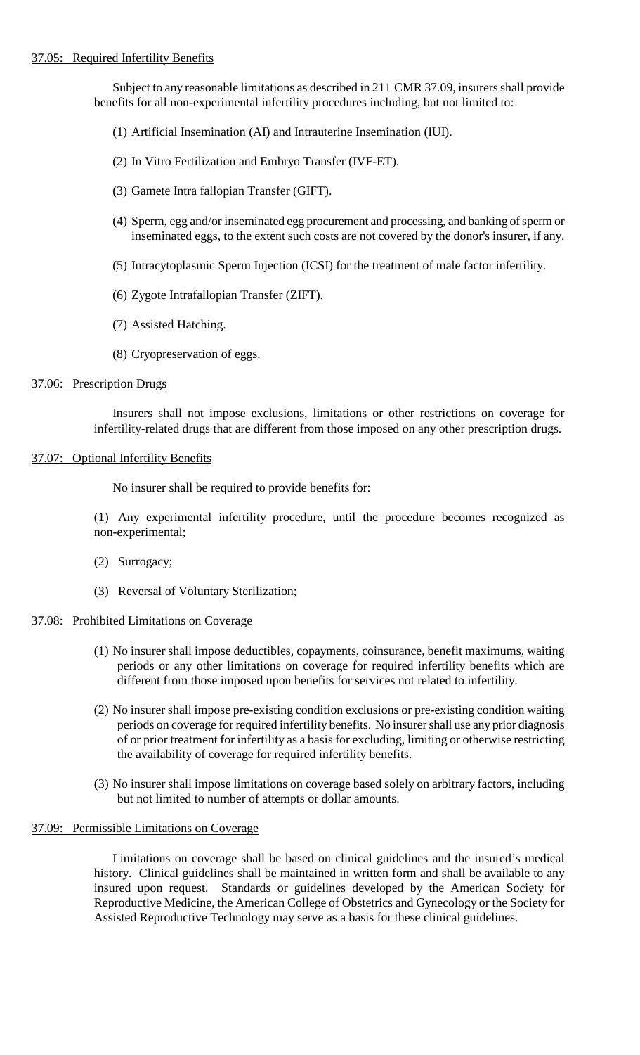37.05: Required Infertility Benefits

Subject to any reasonable limitations as described in 211 CMR 37.09, insurers shall provide benefits for all non-experimental infertility procedures including, but not limited to:

(1) Artificial Insemination (AI) and Intrauterine Insemination (IUI).

(2) In Vitro Fertilization and Embryo Transfer (IVF-ET).

(3) Gamete Intra fallopian Transfer (GIFT).

(4) Sperm, egg and/or inseminated egg procurement and processing, and banking of sperm or inseminated eggs, to the extent such costs are not covered by the donor's insurer, if any.

(5) Intracytoplasmic Sperm Injection (ICSI) for the treatment of male factor infertility.

(6) Zygote Intrafallopian Transfer (ZIFT).

(7) Assisted Hatching.

(8) Cryopreservation of eggs.

37.06: Prescription Drugs

Insurers shall not impose exclusions, limitations or other restrictions on coverage for infertility-related drugs that are different from those imposed on any other prescription drugs.

37.07: Optional Infertility Benefits

No insurer shall be required to provide benefits for:

(1) Any experimental infertility procedure, until the procedure becomes recognized as non-experimental;

(2) Surrogacy;

(3) Reversal of Voluntary Sterilization;

37.08: Prohibited Limitations on Coverage

(1) No insurer shall impose deductibles, copayments, coinsurance, benefit maximums, waiting periods or any other limitations on coverage for required infertility benefits which are different from those imposed upon benefits for services not related to infertility.

(2) No insurer shall impose pre-existing condition exclusions or pre-existing condition waiting periods on coverage for required infertility benefits. No insurer shall use any prior diagnosis of or prior treatment for infertility as a basis for excluding, limiting or otherwise restricting the availability of coverage for required infertility benefits.

(3) No insurer shall impose limitations on coverage based solely on arbitrary factors, including but not limited to number of attempts or dollar amounts.

37.09: Permissible Limitations on Coverage

Limitations on coverage shall be based on clinical guidelines and the insured's medical history. Clinical guidelines shall be maintained in written form and shall be available to any insured upon request. Standards or guidelines developed by the American Society for Reproductive Medicine, the American College of Obstetrics and Gynecology or the Society for Assisted Reproductive Technology may serve as a basis for these clinical guidelines.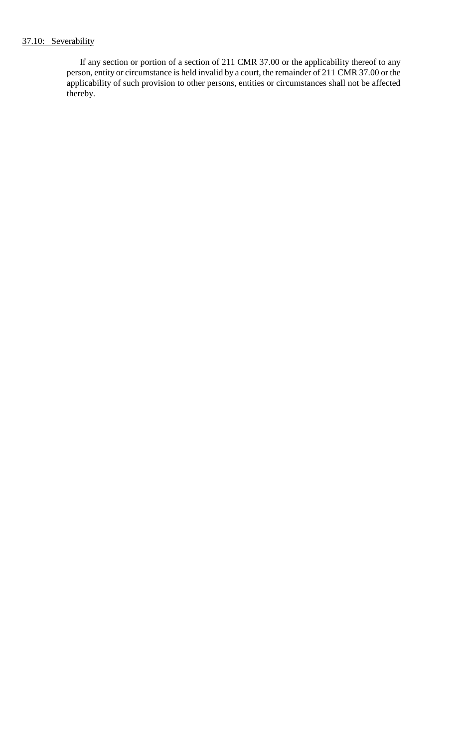37.10: Severability

If any section or portion of a section of 211 CMR 37.00 or the applicability thereof to any person, entity or circumstance is held invalid by a court, the remainder of 211 CMR 37.00 or the applicability of such provision to other persons, entities or circumstances shall not be affected thereby.